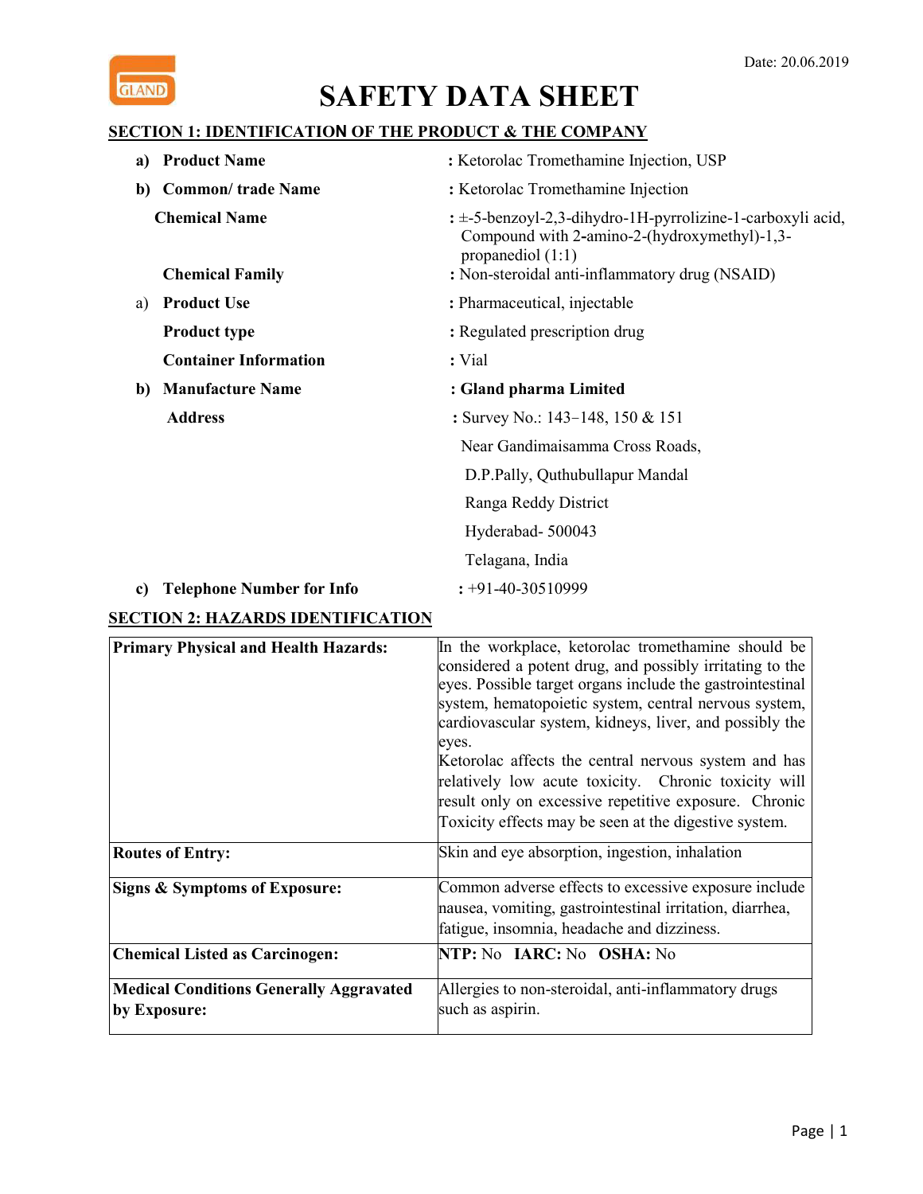Date: 20.06.2019

# SAFETY DATA SHEET

## SECTION 1: IDENTIFICATION OF THE PRODUCT & THE COMPANY

a) **Product Name** : Ketorolac Tromethamine Injection, USP

b) **Common/ trade Name** : Ketorolac Tromethamine Injection

**Chemical Name** : ±-5-benzoyl-2,3-dihydro-1H-pyrrolizine-1-carboxyli acid, Compound with 2-amino-2-(hydroxymethyl)-1,3-propanediol (1:1)

**Chemical Family** : Non-steroidal anti-inflammatory drug (NSAID)

a) **Product Use** : Pharmaceutical, injectable

**Product type** : Regulated prescription drug

**Container Information** : Vial

b) **Manufacture Name** : **Gland pharma Limited**

**Address** : Survey No.: 143–148, 150 & 151
Near Gandimaisamma Cross Roads,
D.P.Pally, Quthubullapur Mandal
Ranga Reddy District
Hyderabad- 500043
Telagana, India

c) **Telephone Number for Info** : +91-40-30510999

## SECTION 2: HAZARDS IDENTIFICATION

| | |
|---|---|
| **Primary Physical and Health Hazards:** | In the workplace, ketorolac tromethamine should be considered a potent drug, and possibly irritating to the eyes. Possible target organs include the gastrointestinal system, hematopoietic system, central nervous system, cardiovascular system, kidneys, liver, and possibly the eyes.<br>Ketorolac affects the central nervous system and has relatively low acute toxicity. Chronic toxicity will result only on excessive repetitive exposure. Chronic Toxicity effects may be seen at the digestive system. |
| **Routes of Entry:** | Skin and eye absorption, ingestion, inhalation |
| **Signs & Symptoms of Exposure:** | Common adverse effects to excessive exposure include nausea, vomiting, gastrointestinal irritation, diarrhea, fatigue, insomnia, headache and dizziness. |
| **Chemical Listed as Carcinogen:** | **NTP:** No **IARC:** No **OSHA:** No |
| **Medical Conditions Generally Aggravated by Exposure:** | Allergies to non-steroidal, anti-inflammatory drugs such as aspirin. |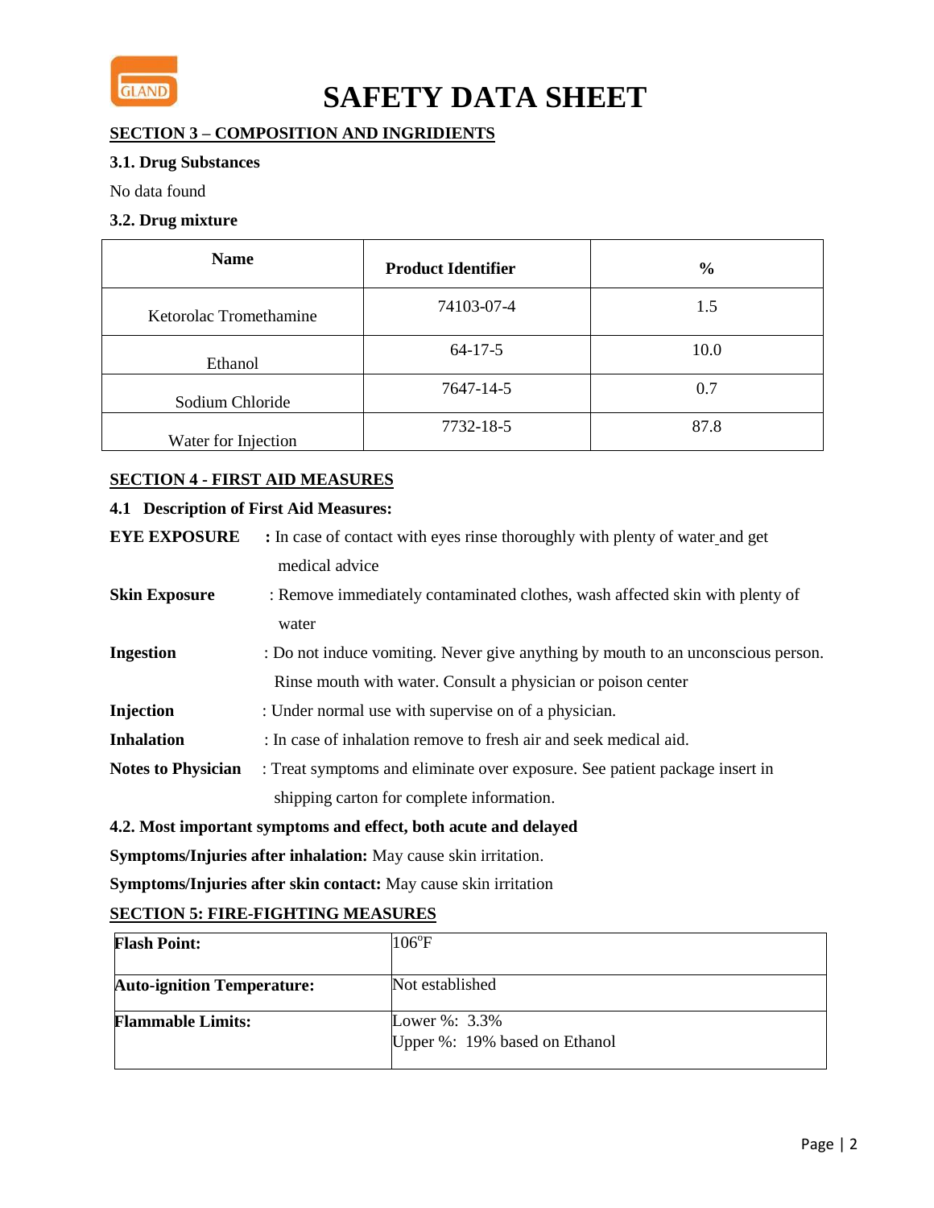# SAFETY DATA SHEET

## SECTION 3 – COMPOSITION AND INGRIDIENTS

### 3.1. Drug Substances

No data found

### 3.2. Drug mixture

| Name | Product Identifier | % |
|---|---|---|
| Ketorolac Tromethamine | 74103-07-4 | 1.5 |
| Ethanol | 64-17-5 | 10.0 |
| Sodium Chloride | 7647-14-5 | 0.7 |
| Water for Injection | 7732-18-5 | 87.8 |

## SECTION 4 - FIRST AID MEASURES

### 4.1 Description of First Aid Measures:

**EYE EXPOSURE** : In case of contact with eyes rinse thoroughly with plenty of water and get medical advice

**Skin Exposure** : Remove immediately contaminated clothes, wash affected skin with plenty of water

**Ingestion** : Do not induce vomiting. Never give anything by mouth to an unconscious person. Rinse mouth with water. Consult a physician or poison center

**Injection** : Under normal use with supervise on of a physician.

**Inhalation** : In case of inhalation remove to fresh air and seek medical aid.

**Notes to Physician** : Treat symptoms and eliminate over exposure. See patient package insert in shipping carton for complete information.

### 4.2. Most important symptoms and effect, both acute and delayed

**Symptoms/Injuries after inhalation:** May cause skin irritation.

**Symptoms/Injuries after skin contact:** May cause skin irritation

## SECTION 5: FIRE-FIGHTING MEASURES

| | |
|---|---|
| **Flash Point:** | 106°F |
| **Auto-ignition Temperature:** | Not established |
| **Flammable Limits:** | Lower %: 3.3%<br>Upper %: 19% based on Ethanol |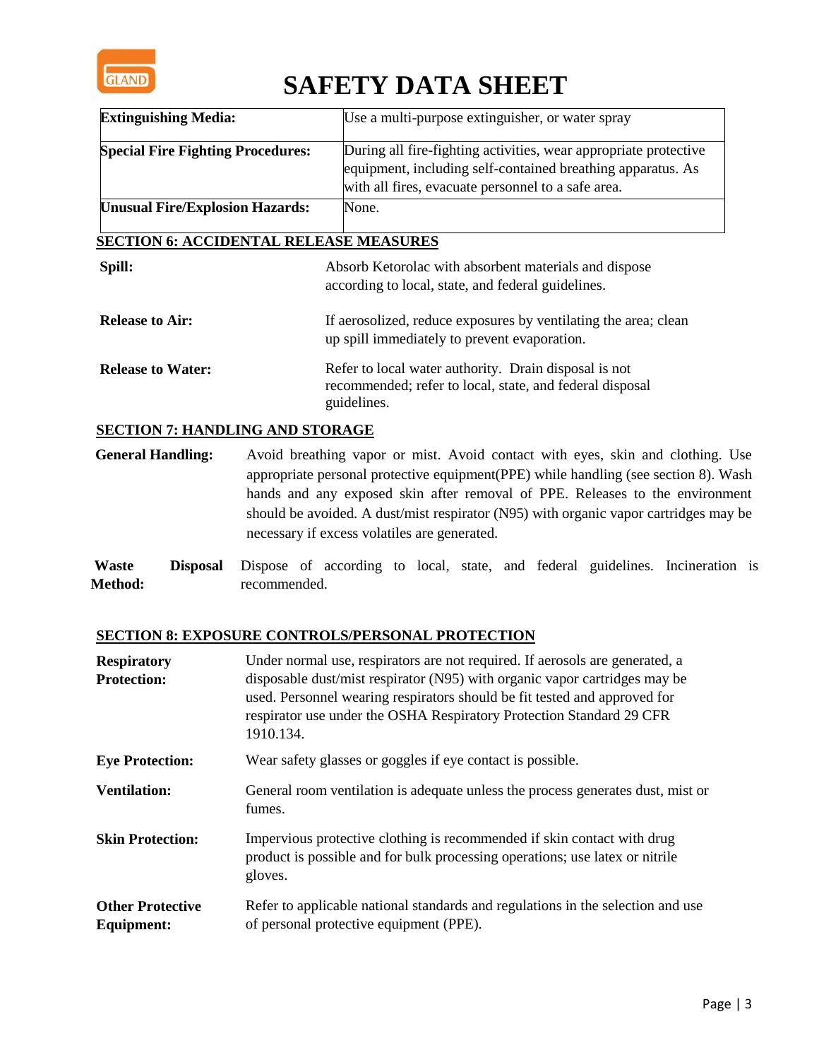# SAFETY DATA SHEET

| Extinguishing Media: | Use a multi-purpose extinguisher, or water spray |
|---|---|
| **Special Fire Fighting Procedures:** | During all fire-fighting activities, wear appropriate protective equipment, including self-contained breathing apparatus. As with all fires, evacuate personnel to a safe area. |
| **Unusual Fire/Explosion Hazards:** | None. |

## SECTION 6: ACCIDENTAL RELEASE MEASURES

**Spill:** Absorb Ketorolac with absorbent materials and dispose according to local, state, and federal guidelines.

**Release to Air:** If aerosolized, reduce exposures by ventilating the area; clean up spill immediately to prevent evaporation.

**Release to Water:** Refer to local water authority. Drain disposal is not recommended; refer to local, state, and federal disposal guidelines.

## SECTION 7: HANDLING AND STORAGE

**General Handling:** Avoid breathing vapor or mist. Avoid contact with eyes, skin and clothing. Use appropriate personal protective equipment(PPE) while handling (see section 8). Wash hands and any exposed skin after removal of PPE. Releases to the environment should be avoided. A dust/mist respirator (N95) with organic vapor cartridges may be necessary if excess volatiles are generated.

**Waste Disposal Method:** Dispose of according to local, state, and federal guidelines. Incineration is recommended.

## SECTION 8: EXPOSURE CONTROLS/PERSONAL PROTECTION

**Respiratory Protection:** Under normal use, respirators are not required. If aerosols are generated, a disposable dust/mist respirator (N95) with organic vapor cartridges may be used. Personnel wearing respirators should be fit tested and approved for respirator use under the OSHA Respiratory Protection Standard 29 CFR 1910.134.

**Eye Protection:** Wear safety glasses or goggles if eye contact is possible.

**Ventilation:** General room ventilation is adequate unless the process generates dust, mist or fumes.

**Skin Protection:** Impervious protective clothing is recommended if skin contact with drug product is possible and for bulk processing operations; use latex or nitrile gloves.

**Other Protective Equipment:** Refer to applicable national standards and regulations in the selection and use of personal protective equipment (PPE).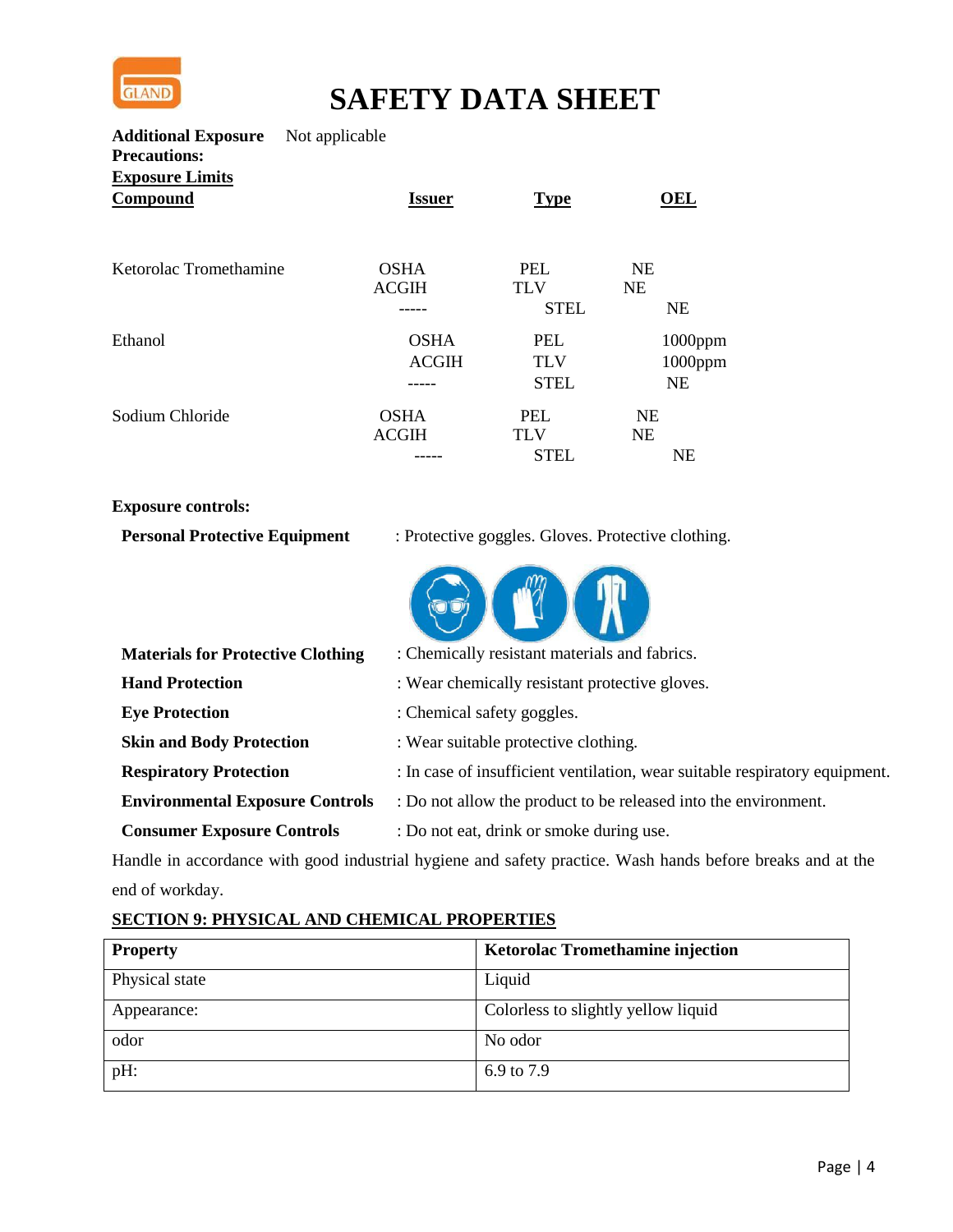**Additional Exposure Precautions:** Not applicable

**Exposure Limits**

| Compound | Issuer | Type | OEL |
|---|---|---|---|
| Ketorolac Tromethamine | OSHA | PEL | NE |
| | ACGIH | TLV | NE |
| | ----- | STEL | NE |
| Ethanol | OSHA | PEL | 1000ppm |
| | ACGIH | TLV | 1000ppm |
| | ----- | STEL | NE |
| Sodium Chloride | OSHA | PEL | NE |
| | ACGIH | TLV | NE |
| | ----- | STEL | NE |

**Exposure controls:**

**Personal Protective Equipment** : Protective goggles. Gloves. Protective clothing.

**Materials for Protective Clothing** : Chemically resistant materials and fabrics.

**Hand Protection** : Wear chemically resistant protective gloves.

**Eye Protection** : Chemical safety goggles.

**Skin and Body Protection** : Wear suitable protective clothing.

**Respiratory Protection** : In case of insufficient ventilation, wear suitable respiratory equipment.

**Environmental Exposure Controls** : Do not allow the product to be released into the environment.

**Consumer Exposure Controls** : Do not eat, drink or smoke during use.

Handle in accordance with good industrial hygiene and safety practice. Wash hands before breaks and at the end of workday.

## SECTION 9: PHYSICAL AND CHEMICAL PROPERTIES

| Property | Ketorolac Tromethamine injection |
|---|---|
| Physical state | Liquid |
| Appearance: | Colorless to slightly yellow liquid |
| odor | No odor |
| pH: | 6.9 to 7.9 |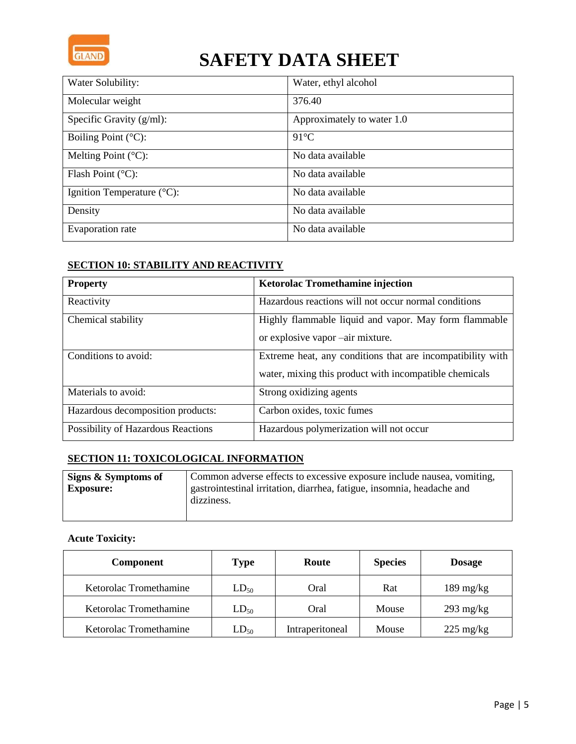# SAFETY DATA SHEET

| Water Solubility: | Water, ethyl alcohol |
|---|---|
| Molecular weight | 376.40 |
| Specific Gravity (g/ml): | Approximately to water 1.0 |
| Boiling Point (°C): | 91°C |
| Melting Point (°C): | No data available |
| Flash Point (°C): | No data available |
| Ignition Temperature (°C): | No data available |
| Density | No data available |
| Evaporation rate | No data available |

## SECTION 10: STABILITY AND REACTIVITY

| Property | Ketorolac Tromethamine injection |
|---|---|
| Reactivity | Hazardous reactions will not occur normal conditions |
| Chemical stability | Highly flammable liquid and vapor. May form flammable or explosive vapor –air mixture. |
| Conditions to avoid: | Extreme heat, any conditions that are incompatibility with water, mixing this product with incompatible chemicals |
| Materials to avoid: | Strong oxidizing agents |
| Hazardous decomposition products: | Carbon oxides, toxic fumes |
| Possibility of Hazardous Reactions | Hazardous polymerization will not occur |

## SECTION 11: TOXICOLOGICAL INFORMATION

| **Signs & Symptoms of Exposure:** | Common adverse effects to excessive exposure include nausea, vomiting, gastrointestinal irritation, diarrhea, fatigue, insomnia, headache and dizziness. |
|---|---|

**Acute Toxicity:**

| Component | Type | Route | Species | Dosage |
|---|---|---|---|---|
| Ketorolac Tromethamine | $LD_{50}$ | Oral | Rat | 189 mg/kg |
| Ketorolac Tromethamine | $LD_{50}$ | Oral | Mouse | 293 mg/kg |
| Ketorolac Tromethamine | $LD_{50}$ | Intraperitoneal | Mouse | 225 mg/kg |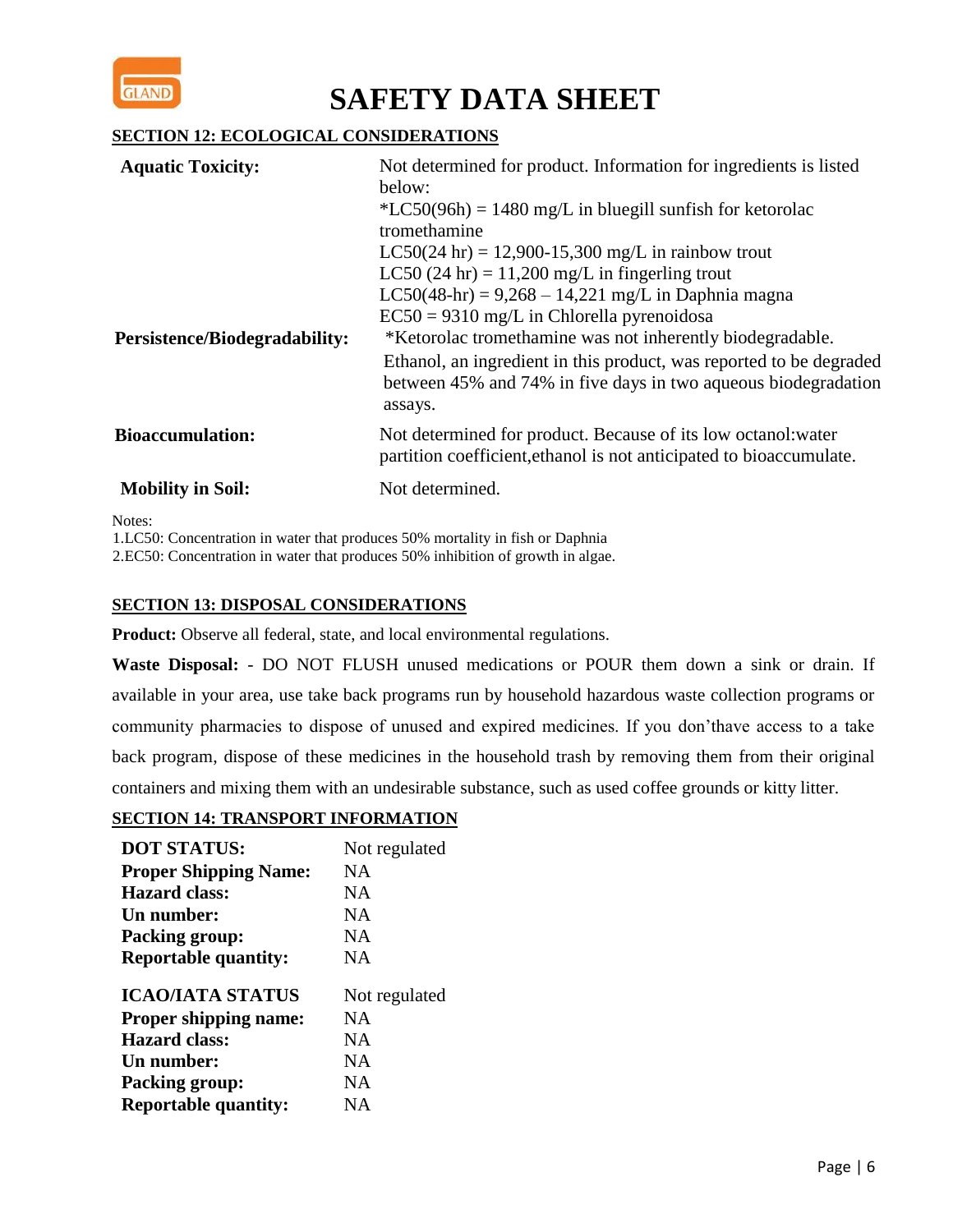# SAFETY DATA SHEET

## SECTION 12: ECOLOGICAL CONSIDERATIONS

| | |
|---|---|
| **Aquatic Toxicity:** | Not determined for product. Information for ingredients is listed below:<br>*LC50(96h) = 1480 mg/L in bluegill sunfish for ketorolac tromethamine<br>LC50(24 hr) = 12,900-15,300 mg/L in rainbow trout<br>LC50 (24 hr) = 11,200 mg/L in fingerling trout<br>LC50(48-hr) = 9,268 – 14,221 mg/L in Daphnia magna<br>EC50 = 9310 mg/L in Chlorella pyrenoidosa |
| **Persistence/Biodegradability:** | *Ketorolac tromethamine was not inherently biodegradable.<br>Ethanol, an ingredient in this product, was reported to be degraded between 45% and 74% in five days in two aqueous biodegradation assays. |
| **Bioaccumulation:** | Not determined for product. Because of its low octanol:water partition coefficient,ethanol is not anticipated to bioaccumulate. |
| **Mobility in Soil:** | Not determined. |

Notes:
1.LC50: Concentration in water that produces 50% mortality in fish or Daphnia
2.EC50: Concentration in water that produces 50% inhibition of growth in algae.

## SECTION 13: DISPOSAL CONSIDERATIONS

**Product:** Observe all federal, state, and local environmental regulations.

**Waste Disposal:** - DO NOT FLUSH unused medications or POUR them down a sink or drain. If available in your area, use take back programs run by household hazardous waste collection programs or community pharmacies to dispose of unused and expired medicines. If you don'thave access to a take back program, dispose of these medicines in the household trash by removing them from their original containers and mixing them with an undesirable substance, such as used coffee grounds or kitty litter.

## SECTION 14: TRANSPORT INFORMATION

| | |
|---|---|
| **DOT STATUS:** | Not regulated |
| **Proper Shipping Name:** | NA |
| **Hazard class:** | NA |
| **Un number:** | NA |
| **Packing group:** | NA |
| **Reportable quantity:** | NA |

| | |
|---|---|
| **ICAO/IATA STATUS** | Not regulated |
| **Proper shipping name:** | NA |
| **Hazard class:** | NA |
| **Un number:** | NA |
| **Packing group:** | NA |
| **Reportable quantity:** | NA |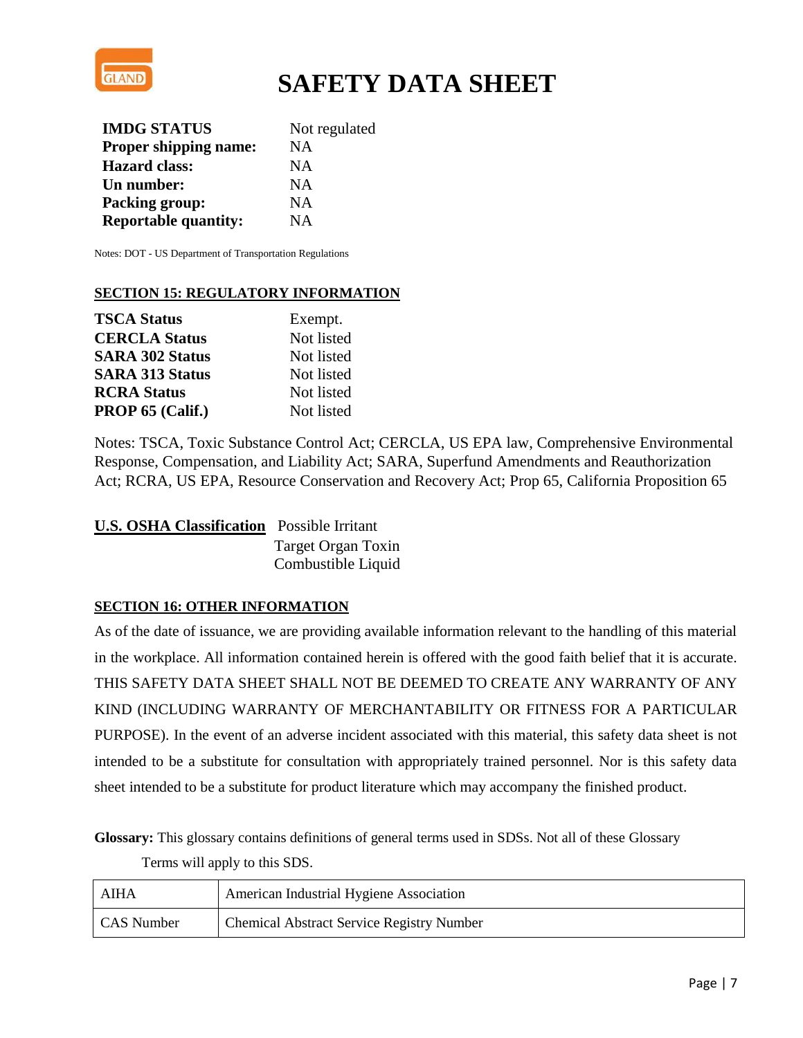| | |
|---|---|
| **IMDG STATUS** | Not regulated |
| **Proper shipping name:** | NA |
| **Hazard class:** | NA |
| **Un number:** | NA |
| **Packing group:** | NA |
| **Reportable quantity:** | NA |

Notes: DOT - US Department of Transportation Regulations

## SECTION 15: REGULATORY INFORMATION

| | |
|---|---|
| **TSCA Status** | Exempt. |
| **CERCLA Status** | Not listed |
| **SARA 302 Status** | Not listed |
| **SARA 313 Status** | Not listed |
| **RCRA Status** | Not listed |
| **PROP 65 (Calif.)** | Not listed |

Notes: TSCA, Toxic Substance Control Act; CERCLA, US EPA law, Comprehensive Environmental Response, Compensation, and Liability Act; SARA, Superfund Amendments and Reauthorization Act; RCRA, US EPA, Resource Conservation and Recovery Act; Prop 65, California Proposition 65

**U.S. OSHA Classification** Possible Irritant
Target Organ Toxin
Combustible Liquid

## SECTION 16: OTHER INFORMATION

As of the date of issuance, we are providing available information relevant to the handling of this material in the workplace. All information contained herein is offered with the good faith belief that it is accurate. THIS SAFETY DATA SHEET SHALL NOT BE DEEMED TO CREATE ANY WARRANTY OF ANY KIND (INCLUDING WARRANTY OF MERCHANTABILITY OR FITNESS FOR A PARTICULAR PURPOSE). In the event of an adverse incident associated with this material, this safety data sheet is not intended to be a substitute for consultation with appropriately trained personnel. Nor is this safety data sheet intended to be a substitute for product literature which may accompany the finished product.

**Glossary:** This glossary contains definitions of general terms used in SDSs. Not all of these Glossary Terms will apply to this SDS.

| | |
|---|---|
| AIHA | American Industrial Hygiene Association |
| CAS Number | Chemical Abstract Service Registry Number |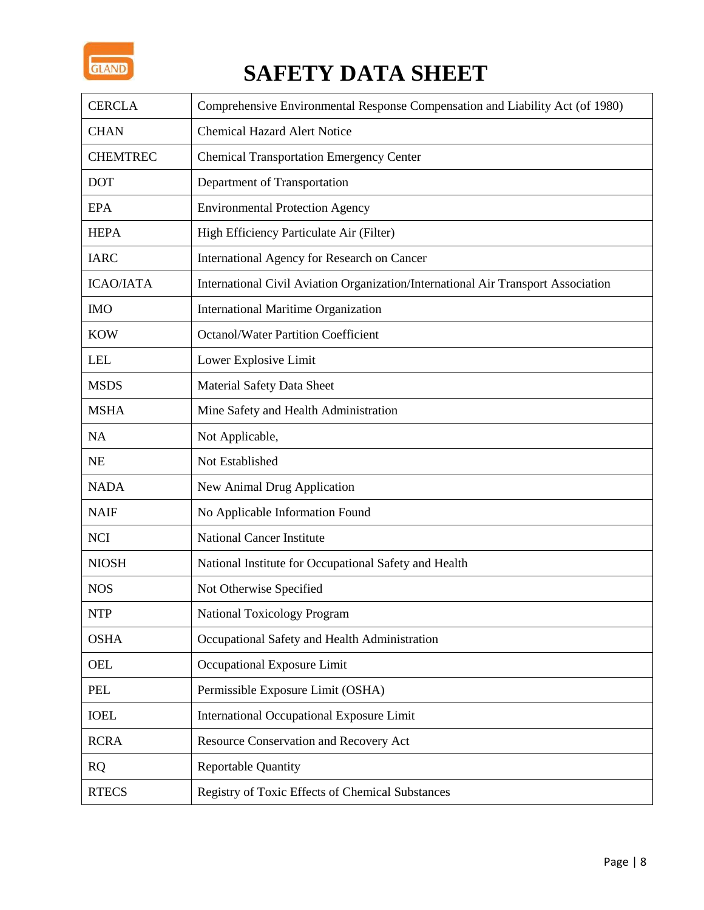# SAFETY DATA SHEET

| | |
|---|---|
| CERCLA | Comprehensive Environmental Response Compensation and Liability Act (of 1980) |
| CHAN | Chemical Hazard Alert Notice |
| CHEMTREC | Chemical Transportation Emergency Center |
| DOT | Department of Transportation |
| EPA | Environmental Protection Agency |
| HEPA | High Efficiency Particulate Air (Filter) |
| IARC | International Agency for Research on Cancer |
| ICAO/IATA | International Civil Aviation Organization/International Air Transport Association |
| IMO | International Maritime Organization |
| KOW | Octanol/Water Partition Coefficient |
| LEL | Lower Explosive Limit |
| MSDS | Material Safety Data Sheet |
| MSHA | Mine Safety and Health Administration |
| NA | Not Applicable, |
| NE | Not Established |
| NADA | New Animal Drug Application |
| NAIF | No Applicable Information Found |
| NCI | National Cancer Institute |
| NIOSH | National Institute for Occupational Safety and Health |
| NOS | Not Otherwise Specified |
| NTP | National Toxicology Program |
| OSHA | Occupational Safety and Health Administration |
| OEL | Occupational Exposure Limit |
| PEL | Permissible Exposure Limit (OSHA) |
| IOEL | International Occupational Exposure Limit |
| RCRA | Resource Conservation and Recovery Act |
| RQ | Reportable Quantity |
| RTECS | Registry of Toxic Effects of Chemical Substances |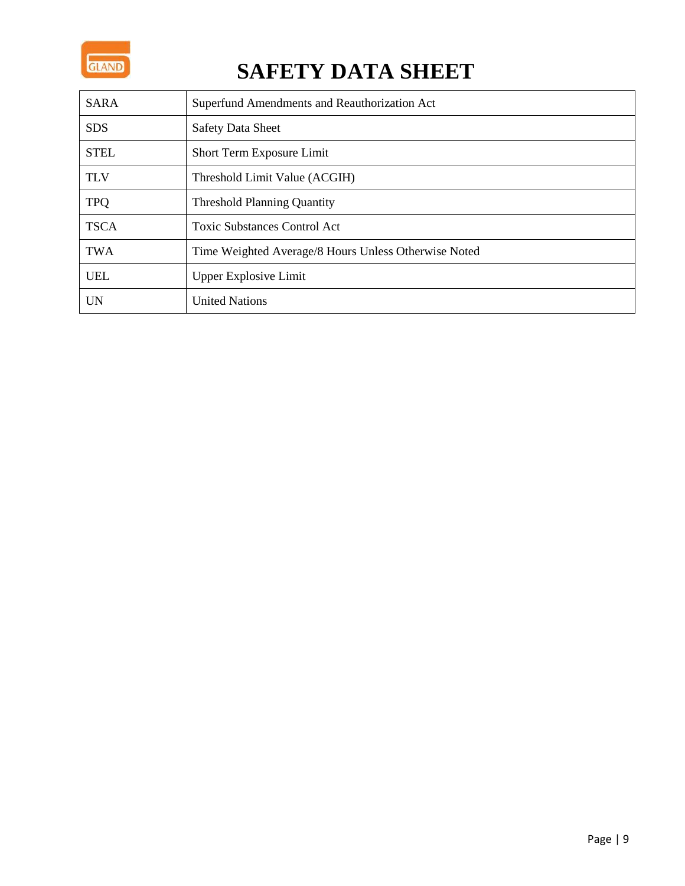| | |
|---|---|
| SARA | Superfund Amendments and Reauthorization Act |
| SDS | Safety Data Sheet |
| STEL | Short Term Exposure Limit |
| TLV | Threshold Limit Value (ACGIH) |
| TPQ | Threshold Planning Quantity |
| TSCA | Toxic Substances Control Act |
| TWA | Time Weighted Average/8 Hours Unless Otherwise Noted |
| UEL | Upper Explosive Limit |
| UN | United Nations |